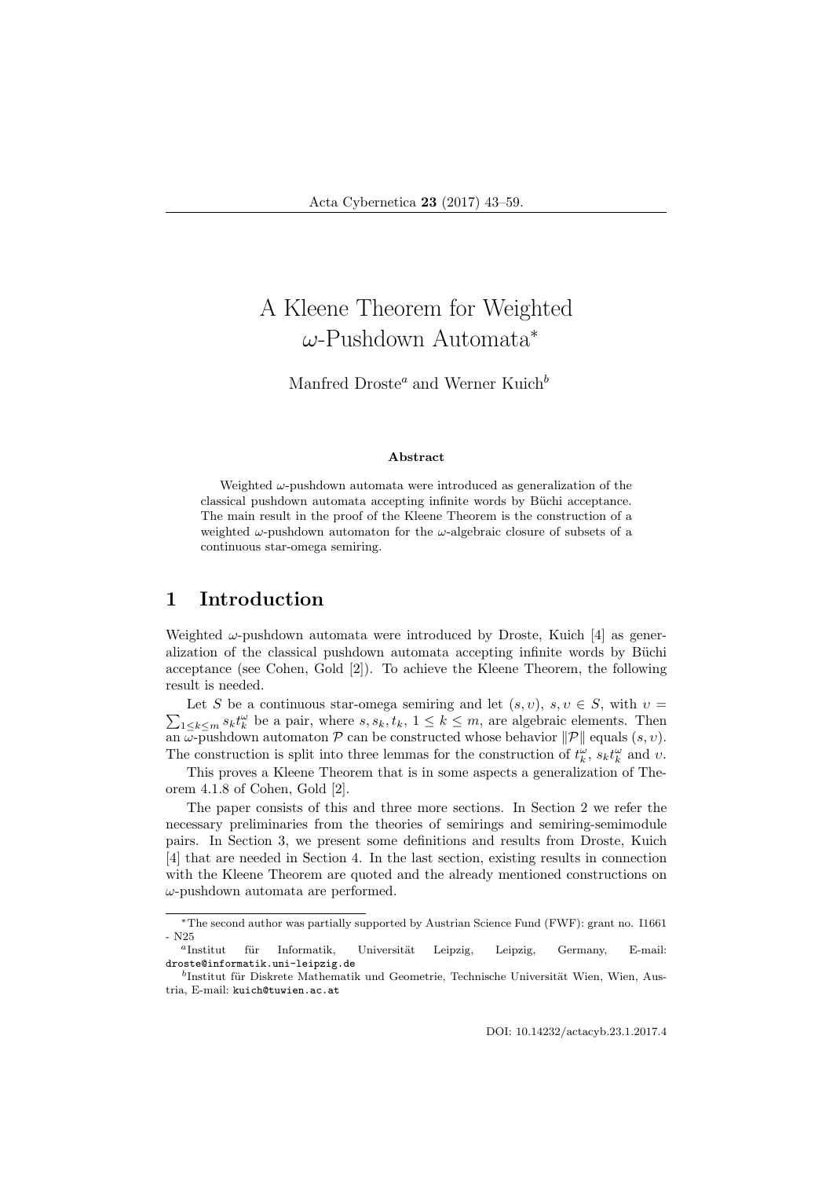# A Kleene Theorem for Weighted $\omega$-Pushdown Automata*

Manfred Droste[a] and Werner Kuich[b]

**Abstract**

Weighted $\omega$-pushdown automata were introduced as generalization of the classical pushdown automata accepting infinite words by Büchi acceptance. The main result in the proof of the Kleene Theorem is the construction of a weighted $\omega$-pushdown automaton for the $\omega$-algebraic closure of subsets of a continuous star-omega semiring.

## 1 Introduction

Weighted $\omega$-pushdown automata were introduced by Droste, Kuich [4] as generalization of the classical pushdown automata accepting infinite words by Büchi acceptance (see Cohen, Gold [2]). To achieve the Kleene Theorem, the following result is needed.

Let $S$ be a continuous star-omega semiring and let $(s, \upsilon)$, $s, \upsilon \in S$, with $\upsilon = \sum_{1 \leq k \leq m} s_k t_k^\omega$ be a pair, where $s, s_k, t_k$, $1 \leq k \leq m$, are algebraic elements. Then an $\omega$-pushdown automaton $\mathcal{P}$ can be constructed whose behavior $\|\mathcal{P}\|$ equals $(s, \upsilon)$. The construction is split into three lemmas for the construction of $t_k^\omega$, $s_k t_k^\omega$ and $\upsilon$.

This proves a Kleene Theorem that is in some aspects a generalization of Theorem 4.1.8 of Cohen, Gold [2].

The paper consists of this and three more sections. In Section 2 we refer the necessary preliminaries from the theories of semirings and semiring-semimodule pairs. In Section 3, we present some definitions and results from Droste, Kuich [4] that are needed in Section 4. In the last section, existing results in connection with the Kleene Theorem are quoted and the already mentioned constructions on $\omega$-pushdown automata are performed.

---

*The second author was partially supported by Austrian Science Fund (FWF): grant no. I1661 - N25

[a]Institut für Informatik, Universität Leipzig, Leipzig, Germany, E-mail: droste@informatik.uni-leipzig.de

[b]Institut für Diskrete Mathematik und Geometrie, Technische Universität Wien, Wien, Austria, E-mail: kuich@tuwien.ac.at

DOI: 10.14232/actacyb.23.1.2017.4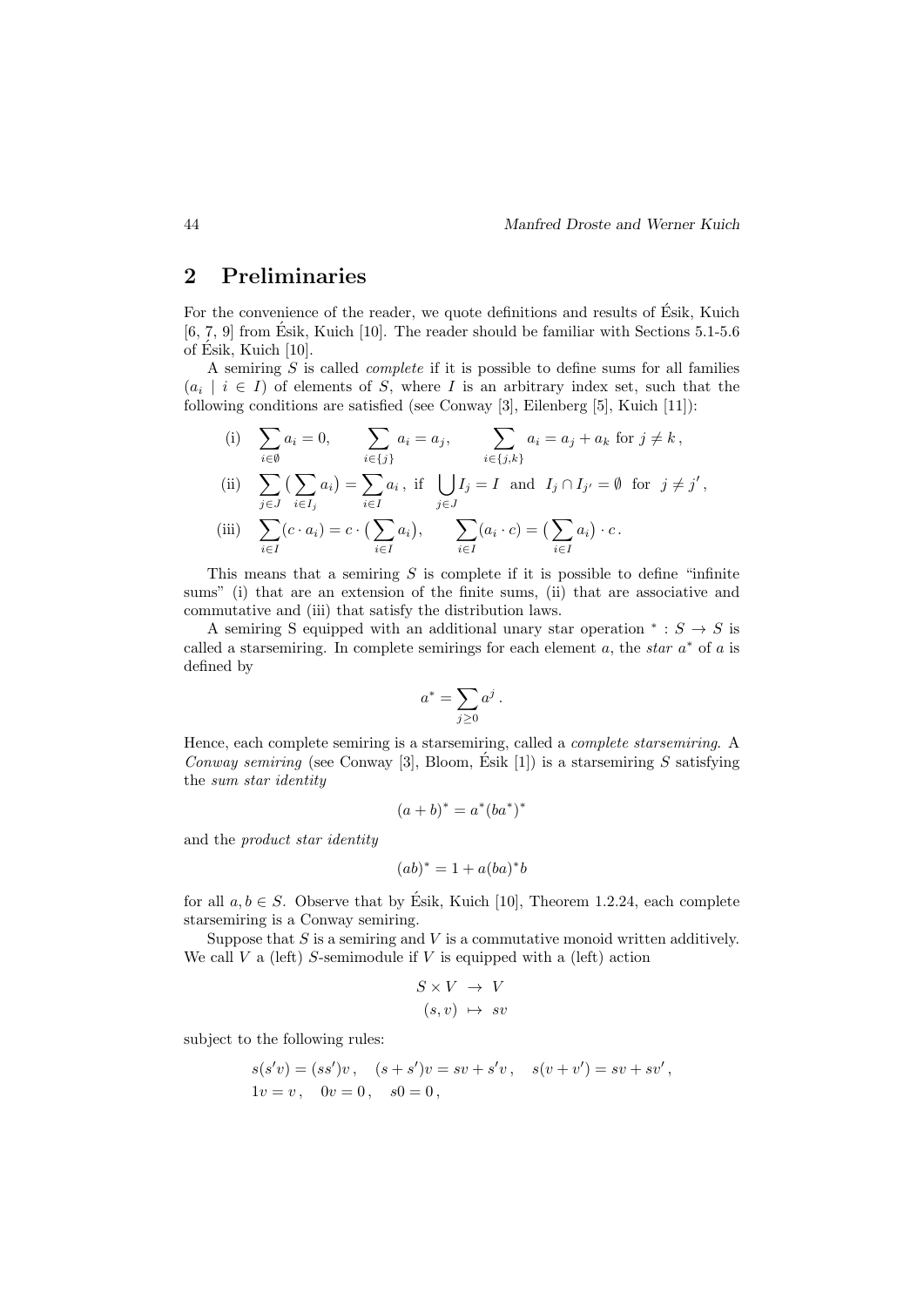## 2 Preliminaries

For the convenience of the reader, we quote definitions and results of Ésik, Kuich [6, 7, 9] from Ésik, Kuich [10]. The reader should be familiar with Sections 5.1-5.6 of Ésik, Kuich [10].

A semiring $S$ is called *complete* if it is possible to define sums for all families $(a_i \mid i \in I)$ of elements of $S$, where $I$ is an arbitrary index set, such that the following conditions are satisfied (see Conway [3], Eilenberg [5], Kuich [11]):

$$\text{(i)} \quad \sum_{i \in \emptyset} a_i = 0, \qquad \sum_{i \in \{j\}} a_i = a_j, \qquad \sum_{i \in \{j,k\}} a_i = a_j + a_k \text{ for } j \neq k\,,$$

$$\text{(ii)} \quad \sum_{j \in J} \big( \sum_{i \in I_j} a_i \big) = \sum_{i \in I} a_i\,, \text{ if } \bigcup_{j \in J} I_j = I \text{ and } I_j \cap I_{j'} = \emptyset \text{ for } j \neq j'\,,$$

$$\text{(iii)} \quad \sum_{i \in I} (c \cdot a_i) = c \cdot \big( \sum_{i \in I} a_i \big), \qquad \sum_{i \in I} (a_i \cdot c) = \big( \sum_{i \in I} a_i \big) \cdot c\,.$$

This means that a semiring $S$ is complete if it is possible to define "infinite sums" (i) that are an extension of the finite sums, (ii) that are associative and commutative and (iii) that satisfy the distribution laws.

A semiring S equipped with an additional unary star operation $^* : S \to S$ is called a starsemiring. In complete semirings for each element $a$, the *star* $a^*$ of $a$ is defined by

$$a^* = \sum_{j \geq 0} a^j\,.$$

Hence, each complete semiring is a starsemiring, called a *complete starsemiring*. A *Conway semiring* (see Conway [3], Bloom, Ésik [1]) is a starsemiring $S$ satisfying the *sum star identity*

$$(a+b)^* = a^*(ba^*)^*$$

and the *product star identity*

$$(ab)^* = 1 + a(ba)^*b$$

for all $a, b \in S$. Observe that by Ésik, Kuich [10], Theorem 1.2.24, each complete starsemiring is a Conway semiring.

Suppose that $S$ is a semiring and $V$ is a commutative monoid written additively. We call $V$ a (left) $S$-semimodule if $V$ is equipped with a (left) action

$$\begin{aligned} S \times V &\to V \\ (s, v) &\mapsto sv \end{aligned}$$

subject to the following rules:

$$s(s'v) = (ss')v\,, \quad (s+s')v = sv + s'v\,, \quad s(v+v') = sv + sv'\,,$$
$$1v = v\,, \quad 0v = 0\,, \quad s0 = 0\,,$$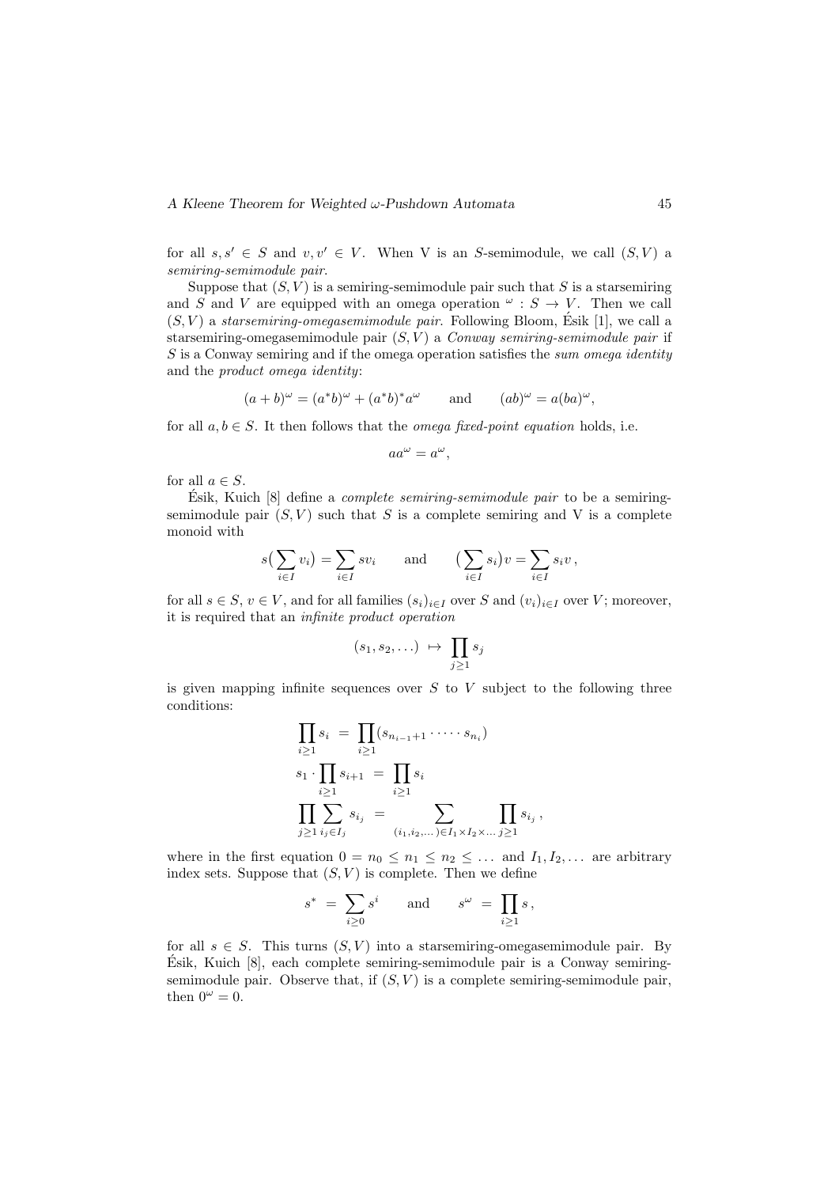for all $s, s' \in S$ and $v, v' \in V$. When V is an $S$-semimodule, we call $(S, V)$ a *semiring-semimodule pair*.

Suppose that $(S, V)$ is a semiring-semimodule pair such that $S$ is a starsemiring and $S$ and $V$ are equipped with an omega operation $^\omega : S \to V$. Then we call $(S, V)$ a *starsemiring-omegasemimodule pair*. Following Bloom, Ésik [1], we call a starsemiring-omegasemimodule pair $(S, V)$ a *Conway semiring-semimodule pair* if $S$ is a Conway semiring and if the omega operation satisfies the *sum omega identity* and the *product omega identity*:

$$(a + b)^\omega = (a^* b)^\omega + (a^* b)^* a^\omega \qquad \text{and} \qquad (ab)^\omega = a(ba)^\omega ,$$

for all $a, b \in S$. It then follows that the *omega fixed-point equation* holds, i.e.

$$aa^\omega = a^\omega ,$$

for all $a \in S$.

Ésik, Kuich [8] define a *complete semiring-semimodule pair* to be a semiring-semimodule pair $(S, V)$ such that $S$ is a complete semiring and V is a complete monoid with

$$s\big(\sum_{i \in I} v_i\big) = \sum_{i \in I} s v_i \qquad \text{and} \qquad \big(\sum_{i \in I} s_i\big) v = \sum_{i \in I} s_i v \, ,$$

for all $s \in S$, $v \in V$, and for all families $(s_i)_{i \in I}$ over $S$ and $(v_i)_{i \in I}$ over $V$; moreover, it is required that an *infinite product operation*

$$(s_1, s_2, \dots) \mapsto \prod_{j \geq 1} s_j$$

is given mapping infinite sequences over $S$ to $V$ subject to the following three conditions:

$$\prod_{i \geq 1} s_i = \prod_{i \geq 1} (s_{n_{i-1}+1} \cdot \dots \cdot s_{n_i})$$

$$s_1 \cdot \prod_{i \geq 1} s_{i+1} = \prod_{i \geq 1} s_i$$

$$\prod_{j \geq 1} \sum_{i_j \in I_j} s_{i_j} = \sum_{(i_1, i_2, \dots) \in I_1 \times I_2 \times \dots} \prod_{j \geq 1} s_{i_j} \, ,$$

where in the first equation $0 = n_0 \leq n_1 \leq n_2 \leq \dots$ and $I_1, I_2, \dots$ are arbitrary index sets. Suppose that $(S, V)$ is complete. Then we define

$$s^* = \sum_{i \geq 0} s^i \qquad \text{and} \qquad s^\omega = \prod_{i \geq 1} s \, ,$$

for all $s \in S$. This turns $(S, V)$ into a starsemiring-omegasemimodule pair. By Ésik, Kuich [8], each complete semiring-semimodule pair is a Conway semiring-semimodule pair. Observe that, if $(S, V)$ is a complete semiring-semimodule pair, then $0^\omega = 0$.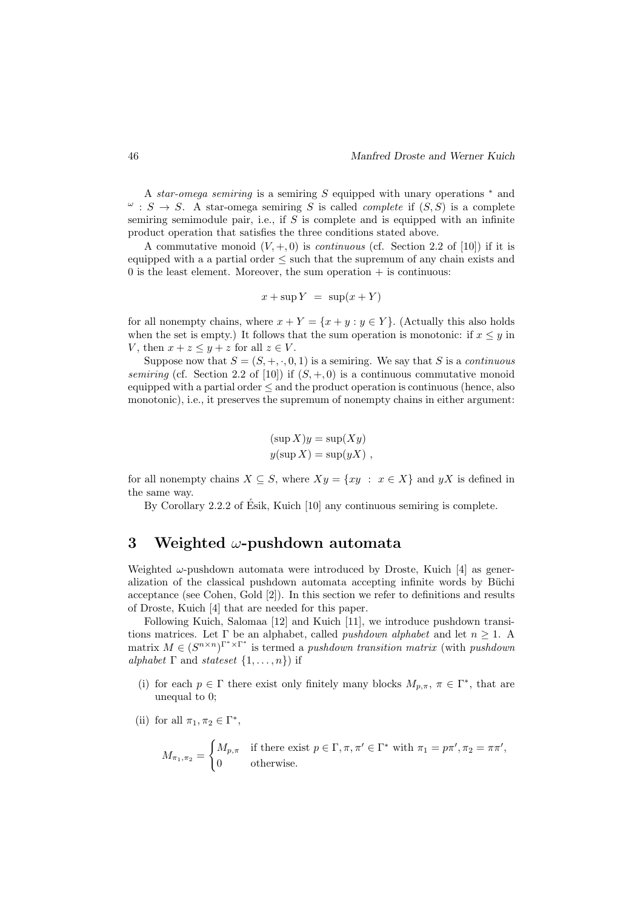A *star-omega semiring* is a semiring $S$ equipped with unary operations $^*$ and $^\omega : S \to S$. A star-omega semiring $S$ is called *complete* if $(S, S)$ is a complete semiring semimodule pair, i.e., if $S$ is complete and is equipped with an infinite product operation that satisfies the three conditions stated above.

A commutative monoid $(V, +, 0)$ is *continuous* (cf. Section 2.2 of [10]) if it is equipped with a a partial order $\leq$ such that the supremum of any chain exists and 0 is the least element. Moreover, the sum operation $+$ is continuous:

$$x + \sup Y \;=\; \sup(x + Y)$$

for all nonempty chains, where $x + Y = \{x + y : y \in Y\}$. (Actually this also holds when the set is empty.) It follows that the sum operation is monotonic: if $x \leq y$ in $V$, then $x + z \leq y + z$ for all $z \in V$.

Suppose now that $S = (S, +, \cdot, 0, 1)$ is a semiring. We say that $S$ is a *continuous semiring* (cf. Section 2.2 of [10]) if $(S, +, 0)$ is a continuous commutative monoid equipped with a partial order $\leq$ and the product operation is continuous (hence, also monotonic), i.e., it preserves the supremum of nonempty chains in either argument:

$$(\sup X)y = \sup(Xy)$$
$$y(\sup X) = \sup(yX)\ ,$$

for all nonempty chains $X \subseteq S$, where $Xy = \{xy \;:\; x \in X\}$ and $yX$ is defined in the same way.

By Corollary 2.2.2 of Ésik, Kuich [10] any continuous semiring is complete.

## 3 Weighted $\omega$-pushdown automata

Weighted $\omega$-pushdown automata were introduced by Droste, Kuich [4] as generalization of the classical pushdown automata accepting infinite words by Büchi acceptance (see Cohen, Gold [2]). In this section we refer to definitions and results of Droste, Kuich [4] that are needed for this paper.

Following Kuich, Salomaa [12] and Kuich [11], we introduce pushdown transitions matrices. Let $\Gamma$ be an alphabet, called *pushdown alphabet* and let $n \geq 1$. A matrix $M \in (S^{n\times n})^{\Gamma^*\times\Gamma^*}$ is termed a *pushdown transition matrix* (with *pushdown alphabet* $\Gamma$ and *stateset* $\{1, \ldots, n\}$) if

(i) for each $p \in \Gamma$ there exist only finitely many blocks $M_{p,\pi}$, $\pi \in \Gamma^*$, that are unequal to 0;

(ii) for all $\pi_1, \pi_2 \in \Gamma^*$,

$$M_{\pi_1,\pi_2} = \begin{cases} M_{p,\pi} & \text{if there exist } p \in \Gamma, \pi, \pi' \in \Gamma^* \text{ with } \pi_1 = p\pi', \pi_2 = \pi\pi', \\ 0 & \text{otherwise.} \end{cases}$$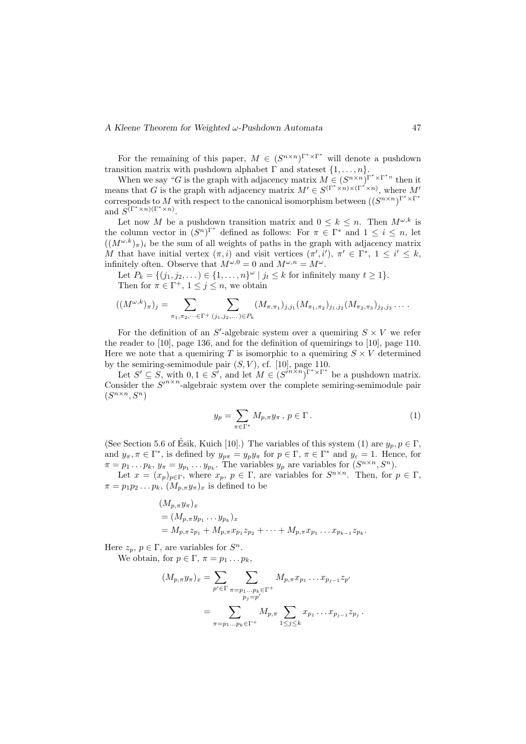For the remaining of this paper, $M \in (S^{n\times n})^{\Gamma^* \times \Gamma^*}$ will denote a pushdown transition matrix with pushdown alphabet $\Gamma$ and stateset $\{1, \ldots, n\}$.

When we say "$G$ is the graph with adjacency matrix $M \in (S^{n\times n})^{\Gamma^* \times \Gamma^*}$" then it means that $G$ is the graph with adjacency matrix $M' \in S^{(\Gamma^* \times n)\times(\Gamma^* \times n)}$, where $M'$ corresponds to $M$ with respect to the canonical isomorphism between $((S^{n\times n})^{\Gamma^* \times \Gamma^*}$ and $S^{(\Gamma^* \times n)(\Gamma^* \times n)}$.

Let now $M$ be a pushdown transition matrix and $0 \le k \le n$. Then $M^{\omega,k}$ is the column vector in $(S^n)^{\Gamma^*}$ defined as follows: For $\pi \in \Gamma^*$ and $1 \le i \le n$, let $((M^{\omega,k})_\pi)_i$ be the sum of all weights of paths in the graph with adjacency matrix $M$ that have initial vertex $(\pi, i)$ and visit vertices $(\pi', i')$, $\pi' \in \Gamma^*$, $1 \le i' \le k$, infinitely often. Observe that $M^{\omega,0} = 0$ and $M^{\omega,n} = M^\omega$.

Let $P_k = \{(j_1, j_2, \ldots) \in \{1, \ldots, n\}^\omega \mid j_t \le k \text{ for infinitely many } t \ge 1\}$.

Then for $\pi \in \Gamma^+$, $1 \le j \le n$, we obtain

$$((M^{\omega,k})_\pi)_j = \sum_{\pi_1,\pi_2,\dots \in \Gamma^+} \sum_{(j_1,j_2,\dots)\in P_k} (M_{\pi,\pi_1})_{j,j_1} (M_{\pi_1,\pi_2})_{j_1,j_2} (M_{\pi_2,\pi_3})_{j_2,j_3} \ldots .$$

For the definition of an $S'$-algebraic system over a quemiring $S \times V$ we refer the reader to [10], page 136, and for the definition of quemirings to [10], page 110. Here we note that a quemiring $T$ is isomorphic to a quemiring $S \times V$ determined by the semiring-semimodule pair $(S, V)$, cf. [10], page 110.

Let $S' \subseteq S$, with $0, 1 \in S'$, and let $M \in (S'^{n\times n})^{\Gamma^* \times \Gamma^*}$ be a pushdown matrix. Consider the $S'^{n\times n}$-algebraic system over the complete semiring-semimodule pair $(S^{n\times n}, S^n)$

$$y_p = \sum_{\pi\in\Gamma^*} M_{p,\pi} y_\pi \, , \; p \in \Gamma \, . \tag{1}$$

(See Section 5.6 of Ésik, Kuich [10].) The variables of this system (1) are $y_p, p \in \Gamma$, and $y_\pi, \pi \in \Gamma^*$, is defined by $y_{p\pi} = y_p y_\pi$ for $p \in \Gamma$, $\pi \in \Gamma^*$ and $y_\varepsilon = 1$. Hence, for $\pi = p_1 \ldots p_k$, $y_\pi = y_{p_1} \ldots y_{p_k}$. The variables $y_p$ are variables for $(S^{n\times n}, S^n)$.

Let $x = (x_p)_{p\in\Gamma}$, where $x_p$, $p \in \Gamma$, are variables for $S^{n\times n}$. Then, for $p \in \Gamma$, $\pi = p_1 p_2 \ldots p_k$, $(M_{p,\pi} y_\pi)_x$ is defined to be

$$\begin{aligned}
&(M_{p,\pi} y_\pi)_x \\
&= (M_{p,\pi} y_{p_1} \ldots y_{p_k})_x \\
&= M_{p,\pi} z_{p_1} + M_{p,\pi} x_{p_1} z_{p_2} + \cdots + M_{p,\pi} x_{p_1} \ldots x_{p_{k-1}} z_{p_k} .
\end{aligned}$$

Here $z_p$, $p \in \Gamma$, are variables for $S^n$.

We obtain, for $p \in \Gamma$, $\pi = p_1 \ldots p_k$,

$$\begin{aligned}
(M_{p,\pi} y_\pi)_x &= \sum_{p'\in\Gamma} \sum_{\substack{\pi = p_1 \ldots p_k \in \Gamma^+ \\ p_j = p'}} M_{p,\pi} x_{p_1} \ldots x_{p_{j-1}} z_{p'} \\
&= \sum_{\pi = p_1 \ldots p_k \in \Gamma^+} M_{p,\pi} \sum_{1\le j\le k} x_{p_1} \ldots x_{p_{j-1}} z_{p_j} \, .
\end{aligned}$$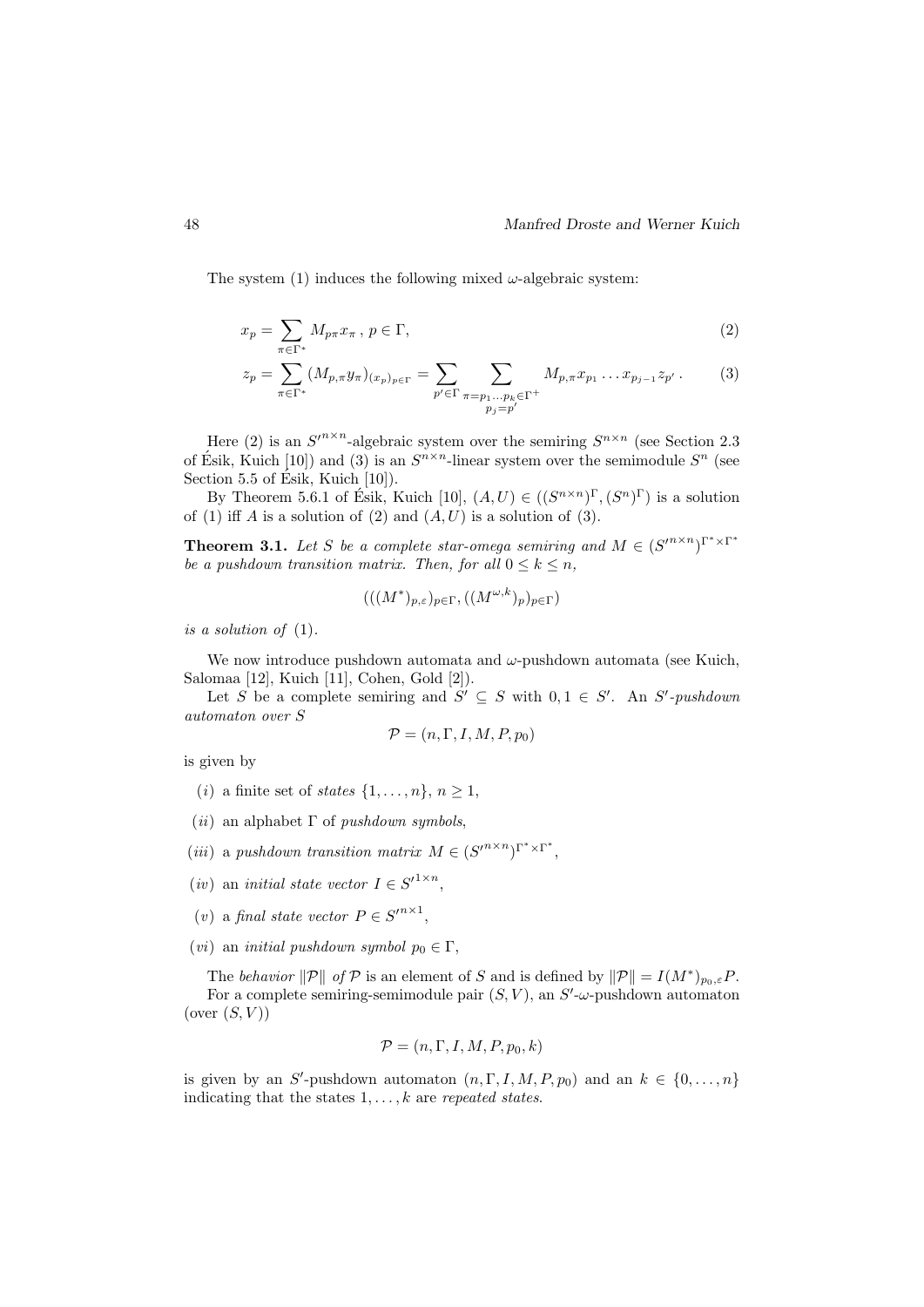The system (1) induces the following mixed $\omega$-algebraic system:

$$x_p = \sum_{\pi \in \Gamma^*} M_{p\pi} x_\pi \,,\; p \in \Gamma, \tag{2}$$

$$z_p = \sum_{\pi \in \Gamma^*} (M_{p,\pi} y_\pi)_{(x_p)_{p\in\Gamma}} = \sum_{p' \in \Gamma} \sum_{\substack{\pi = p_1 \dots p_k \in \Gamma^+ \\ p_j = p'}} M_{p,\pi} x_{p_1} \dots x_{p_{j-1}} z_{p'} \,. \tag{3}$$

Here (2) is an ${S'}^{n\times n}$-algebraic system over the semiring $S^{n\times n}$ (see Section 2.3 of Ésik, Kuich [10]) and (3) is an $S^{n\times n}$-linear system over the semimodule $S^n$ (see Section 5.5 of Ésik, Kuich [10]).

By Theorem 5.6.1 of Ésik, Kuich [10], $(A, U) \in ((S^{n\times n})^\Gamma, (S^n)^\Gamma)$ is a solution of (1) iff $A$ is a solution of (2) and $(A, U)$ is a solution of (3).

**Theorem 3.1.** *Let $S$ be a complete star-omega semiring and $M \in ({S'}^{n\times n})^{\Gamma^* \times \Gamma^*}$ be a pushdown transition matrix. Then, for all $0 \le k \le n$,*

$$(((M^*)_{p,\varepsilon})_{p\in\Gamma}, ((M^{\omega,k})_p)_{p\in\Gamma})$$

*is a solution of* (1).

We now introduce pushdown automata and $\omega$-pushdown automata (see Kuich, Salomaa [12], Kuich [11], Cohen, Gold [2]).

Let $S$ be a complete semiring and $S' \subseteq S$ with $0, 1 \in S'$. An *$S'$-pushdown automaton over $S$*

$$\mathcal{P} = (n, \Gamma, I, M, P, p_0)$$

is given by

(*i*) a finite set of *states* $\{1, \dots, n\}$, $n \ge 1$,

(*ii*) an alphabet $\Gamma$ of *pushdown symbols*,

(*iii*) a *pushdown transition matrix* $M \in ({S'}^{n\times n})^{\Gamma^* \times \Gamma^*}$,

(*iv*) an *initial state vector* $I \in {S'}^{1\times n}$,

(*v*) a *final state vector* $P \in {S'}^{n\times 1}$,

(*vi*) an *initial pushdown symbol* $p_0 \in \Gamma$,

The *behavior* $\|\mathcal{P}\|$ *of* $\mathcal{P}$ is an element of $S$ and is defined by $\|\mathcal{P}\| = I(M^*)_{p_0,\varepsilon}P$.

For a complete semiring-semimodule pair $(S, V)$, an $S'$-$\omega$-pushdown automaton (over $(S, V)$)

$$\mathcal{P} = (n, \Gamma, I, M, P, p_0, k)$$

is given by an $S'$-pushdown automaton $(n, \Gamma, I, M, P, p_0)$ and an $k \in \{0, \dots, n\}$ indicating that the states $1, \dots, k$ are *repeated states*.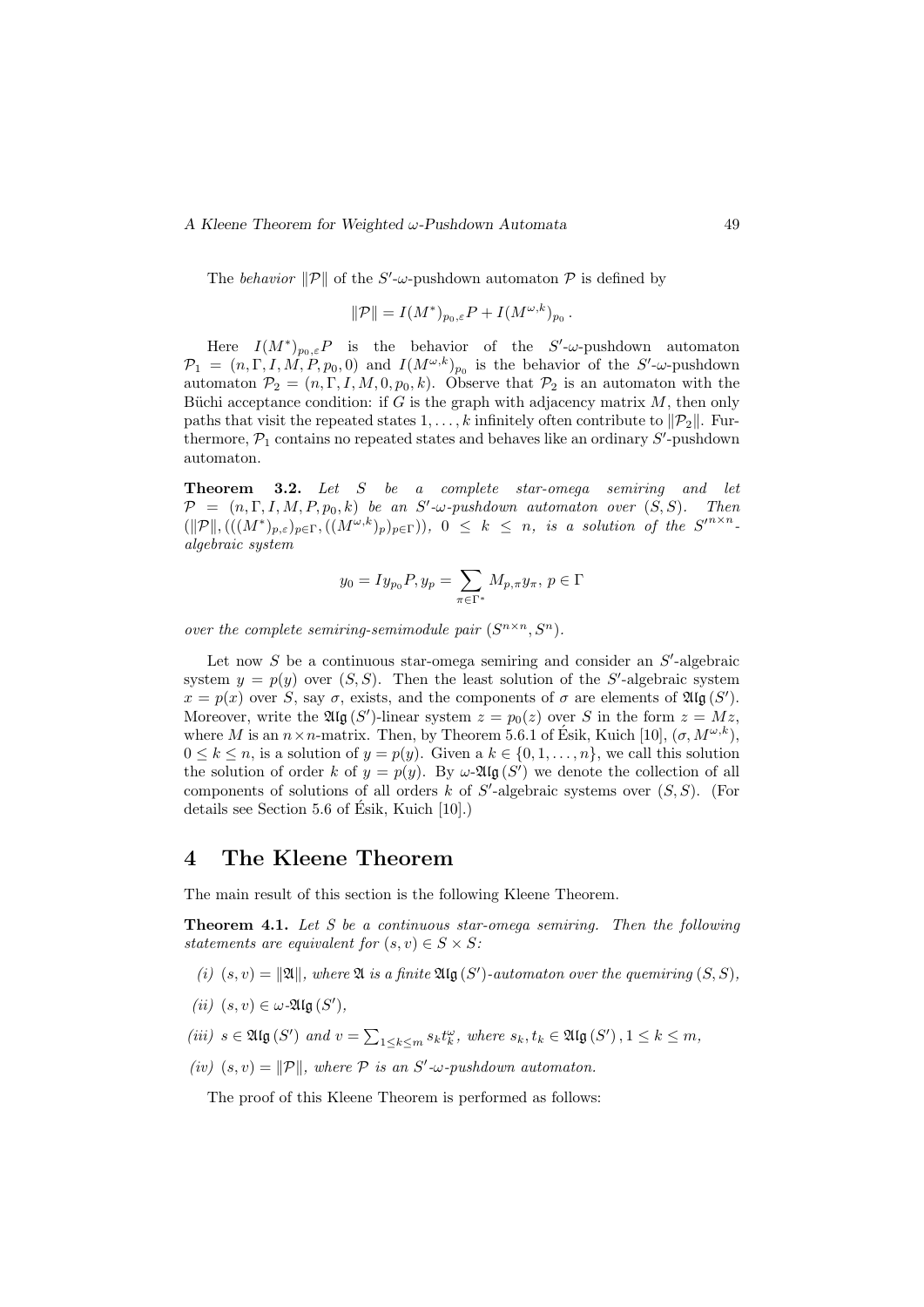The *behavior* $\|\mathcal{P}\|$ of the $S'$-$\omega$-pushdown automaton $\mathcal{P}$ is defined by

$$\|\mathcal{P}\| = I(M^*)_{p_0,\varepsilon}P + I(M^{\omega,k})_{p_0}\,.$$

Here $I(M^*)_{p_0,\varepsilon}P$ is the behavior of the $S'$-$\omega$-pushdown automaton $\mathcal{P}_1 = (n, \Gamma, I, M, P, p_0, 0)$ and $I(M^{\omega,k})_{p_0}$ is the behavior of the $S'$-$\omega$-pushdown automaton $\mathcal{P}_2 = (n, \Gamma, I, M, 0, p_0, k)$. Observe that $\mathcal{P}_2$ is an automaton with the Büchi acceptance condition: if $G$ is the graph with adjacency matrix $M$, then only paths that visit the repeated states $1, \ldots, k$ infinitely often contribute to $\|\mathcal{P}_2\|$. Furthermore, $\mathcal{P}_1$ contains no repeated states and behaves like an ordinary $S'$-pushdown automaton.

**Theorem 3.2.** *Let $S$ be a complete star-omega semiring and let $\mathcal{P} = (n, \Gamma, I, M, P, p_0, k)$ be an $S'$-$\omega$-pushdown automaton over $(S, S)$. Then $(\|\mathcal{P}\|, (((M^*)_{p,\varepsilon})_{p\in\Gamma}, ((M^{\omega,k})_p)_{p\in\Gamma}))$, $0 \le k \le n$, is a solution of the $S'^{n\times n}$-algebraic system*

$$y_0 = I y_{p_0} P, y_p = \sum_{\pi\in\Gamma^*} M_{p,\pi} y_\pi,\ p \in \Gamma$$

*over the complete semiring-semimodule pair $(S^{n\times n}, S^n)$.*

Let now $S$ be a continuous star-omega semiring and consider an $S'$-algebraic system $y = p(y)$ over $(S, S)$. Then the least solution of the $S'$-algebraic system $x = p(x)$ over $S$, say $\sigma$, exists, and the components of $\sigma$ are elements of $\mathfrak{Alg}(S')$. Moreover, write the $\mathfrak{Alg}(S')$-linear system $z = p_0(z)$ over $S$ in the form $z = Mz$, where $M$ is an $n\times n$-matrix. Then, by Theorem 5.6.1 of Ésik, Kuich [10], $(\sigma, M^{\omega,k})$, $0 \le k \le n$, is a solution of $y = p(y)$. Given a $k \in \{0, 1, \ldots, n\}$, we call this solution the solution of order $k$ of $y = p(y)$. By $\omega$-$\mathfrak{Alg}(S')$ we denote the collection of all components of solutions of all orders $k$ of $S'$-algebraic systems over $(S, S)$. (For details see Section 5.6 of Ésik, Kuich [10].)

# 4 The Kleene Theorem

The main result of this section is the following Kleene Theorem.

**Theorem 4.1.** *Let $S$ be a continuous star-omega semiring. Then the following statements are equivalent for $(s, v) \in S \times S$:*

*(i) $(s, v) = \|\mathfrak{A}\|$, where $\mathfrak{A}$ is a finite $\mathfrak{Alg}(S')$-automaton over the quemiring $(S, S)$,*

*(ii) $(s, v) \in \omega$-$\mathfrak{Alg}(S')$,*

*(iii) $s \in \mathfrak{Alg}(S')$ and $v = \sum_{1\le k\le m} s_k t_k^\omega$, where $s_k, t_k \in \mathfrak{Alg}(S')$, $1 \le k \le m$,*

*(iv) $(s, v) = \|\mathcal{P}\|$, where $\mathcal{P}$ is an $S'$-$\omega$-pushdown automaton.*

The proof of this Kleene Theorem is performed as follows: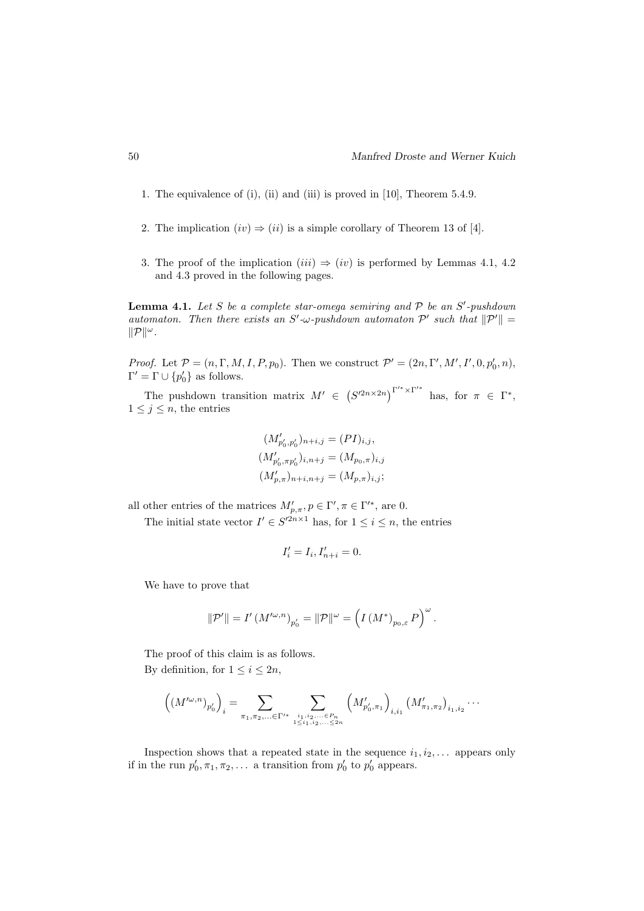1. The equivalence of (i), (ii) and (iii) is proved in [10], Theorem 5.4.9.

2. The implication $(iv) \Rightarrow (ii)$ is a simple corollary of Theorem 13 of [4].

3. The proof of the implication $(iii) \Rightarrow (iv)$ is performed by Lemmas 4.1, 4.2 and 4.3 proved in the following pages.

**Lemma 4.1.** *Let $S$ be a complete star-omega semiring and $\mathcal{P}$ be an $S'$-pushdown automaton. Then there exists an $S'$-$\omega$-pushdown automaton $\mathcal{P}'$ such that $\|\mathcal{P}'\| = \|\mathcal{P}\|^\omega$.*

*Proof.* Let $\mathcal{P} = (n, \Gamma, M, I, P, p_0)$. Then we construct $\mathcal{P}' = (2n, \Gamma', M', I', 0, p_0', n)$, $\Gamma' = \Gamma \cup \{p_0'\}$ as follows.

The pushdown transition matrix $M' \in \left(S'^{2n\times 2n}\right)^{\Gamma'^* \times \Gamma'^*}$ has, for $\pi \in \Gamma^*$, $1 \leq j \leq n$, the entries

$$(M'_{p_0',p_0'})_{n+i,j} = (PI)_{i,j},$$
$$(M'_{p_0',\pi p_0'})_{i,n+j} = (M_{p_0,\pi})_{i,j}$$
$$(M'_{p,\pi})_{n+i,n+j} = (M_{p,\pi})_{i,j};$$

all other entries of the matrices $M'_{p,\pi}, p \in \Gamma', \pi \in \Gamma'^*$, are 0.

The initial state vector $I' \in S'^{2n\times 1}$ has, for $1 \leq i \leq n$, the entries

$$I'_i = I_i, I'_{n+i} = 0.$$

We have to prove that

$$\|\mathcal{P}'\| = I' \left(M'^{\omega,n}\right)_{p_0'} = \|\mathcal{P}\|^\omega = \left(I\left(M^*\right)_{p_0,\varepsilon} P\right)^\omega.$$

The proof of this claim is as follows.

By definition, for $1 \leq i \leq 2n$,

$$\left((M'^{\omega,n})_{p_0'}\right)_i = \sum_{\pi_1,\pi_2,\ldots \in \Gamma'^*} \sum_{\substack{i_1,i_2,\ldots \in P_n \\ 1\leq i_1,i_2,\ldots \leq 2n}} \left(M'_{p_0',\pi_1}\right)_{i,i_1} \left(M'_{\pi_1,\pi_2}\right)_{i_1,i_2} \cdots$$

Inspection shows that a repeated state in the sequence $i_1, i_2, \ldots$ appears only if in the run $p_0', \pi_1, \pi_2, \ldots$ a transition from $p_0'$ to $p_0'$ appears.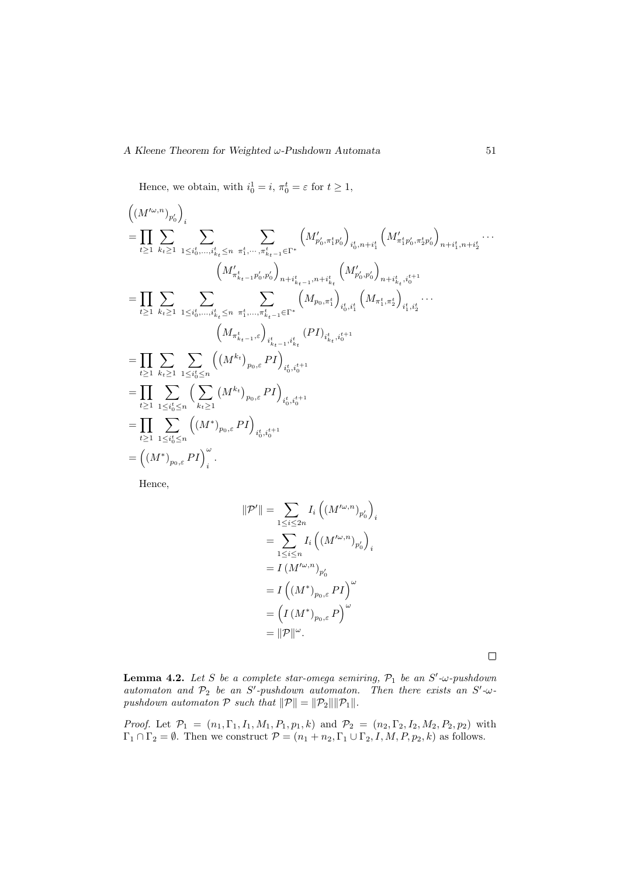Hence, we obtain, with $i_0^1 = i$, $\pi_0^t = \varepsilon$ for $t \geq 1$,

$$
\begin{aligned}
&\left((M'^{\omega,n})_{p'_0}\right)_i \\
&= \prod_{t\geq 1} \sum_{k_t \geq 1} \sum_{1 \leq i_0^t, \dots, i_{k_t}^t \leq n} \sum_{\pi_1^t, \cdots, \pi_{k_t - 1}^t \in \Gamma^*} \left(M'_{p'_0, \pi_1^t p'_0}\right)_{i_0^t, n+i_1^t} \left(M'_{\pi_1^t p'_0, \pi_2^t p'_0}\right)_{n+i_1^t, n+i_2^t} \cdots \\
&\qquad \left(M'_{\pi_{k_t-1}^t p'_0, p'_0}\right)_{n+i_{k_t-1}^t, n+i_{k_t}^t} \left(M'_{p'_0, p'_0}\right)_{n+i_{k_t}^t, i_0^{t+1}} \\
&= \prod_{t\geq 1} \sum_{k_t \geq 1} \sum_{1 \leq i_0^t, \dots, i_{k_t}^t \leq n} \sum_{\pi_1^t, \dots, \pi_{k_t - 1}^t \in \Gamma^*} \left(M_{p_0, \pi_1^t}\right)_{i_0^t, i_1^t} \left(M_{\pi_1^t, \pi_2^t}\right)_{i_1^t, i_2^t} \cdots \\
&\qquad \left(M_{\pi_{k_t-1}^t, \varepsilon}\right)_{i_{k_t-1}^t, i_{k_t}^t} (PI)_{i_{k_t}^t, i_0^{t+1}} \\
&= \prod_{t\geq 1} \sum_{k_t \geq 1} \sum_{1 \leq i_0^t \leq n} \left((M^{k_t})_{p_0, \varepsilon} PI\right)_{i_0^t, i_0^{t+1}} \\
&= \prod_{t\geq 1} \sum_{1 \leq i_0^t \leq n} \Big( \sum_{k_t \geq 1} (M^{k_t})_{p_0, \varepsilon} PI\Big)_{i_0^t, i_0^{t+1}} \\
&= \prod_{t\geq 1} \sum_{1 \leq i_0^t \leq n} \left((M^*)_{p_0, \varepsilon} PI\right)_{i_0^t, i_0^{t+1}} \\
&= \left((M^*)_{p_0, \varepsilon} PI\right)_i^\omega .
\end{aligned}
$$

Hence,

$$
\begin{aligned}
\|\mathcal{P}'\| &= \sum_{1 \leq i \leq 2n} I_i \left((M'^{\omega,n})_{p'_0}\right)_i \\
&= \sum_{1 \leq i \leq n} I_i \left((M'^{\omega,n})_{p'_0}\right)_i \\
&= I \, (M'^{\omega,n})_{p'_0} \\
&= I \left((M^*)_{p_0, \varepsilon} PI\right)^\omega \\
&= \left(I \, (M^*)_{p_0, \varepsilon} P\right)^\omega \\
&= \|\mathcal{P}\|^\omega .
\end{aligned}
$$

$\square$

**Lemma 4.2.** *Let $S$ be a complete star-omega semiring, $\mathcal{P}_1$ be an $S'$-$\omega$-pushdown automaton and $\mathcal{P}_2$ be an $S'$-pushdown automaton. Then there exists an $S'$-$\omega$-pushdown automaton $\mathcal{P}$ such that $\|\mathcal{P}\| = \|\mathcal{P}_2\| \|\mathcal{P}_1\|$.*

*Proof.* Let $\mathcal{P}_1 = (n_1, \Gamma_1, I_1, M_1, P_1, p_1, k)$ and $\mathcal{P}_2 = (n_2, \Gamma_2, I_2, M_2, P_2, p_2)$ with $\Gamma_1 \cap \Gamma_2 = \emptyset$. Then we construct $\mathcal{P} = (n_1 + n_2, \Gamma_1 \cup \Gamma_2, I, M, P, p_2, k)$ as follows.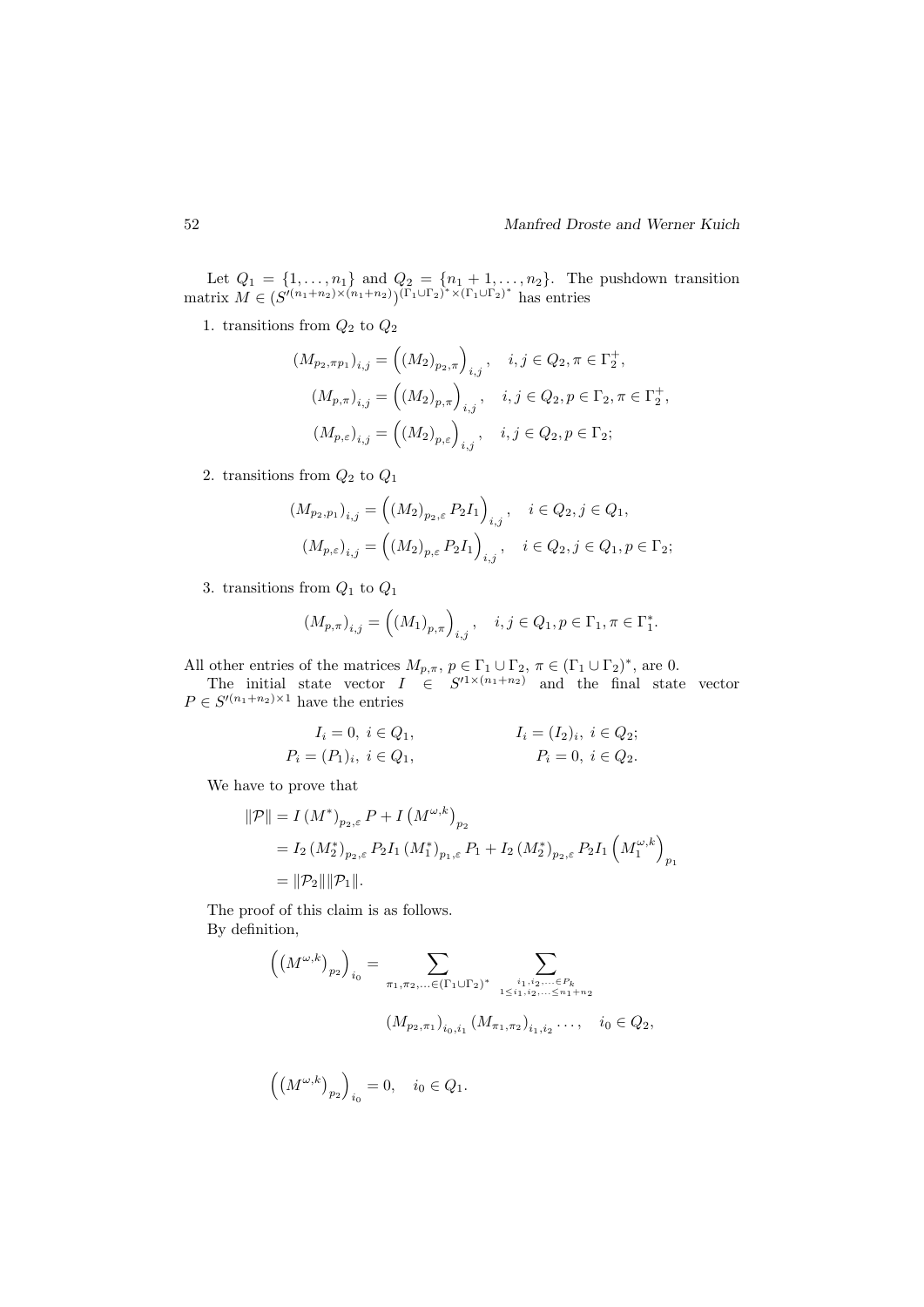Let $Q_1 = \{1, \ldots, n_1\}$ and $Q_2 = \{n_1 + 1, \ldots, n_2\}$. The pushdown transition matrix $M \in (S'^{(n_1+n_2)\times(n_1+n_2)})^{(\Gamma_1\cup\Gamma_2)^*\times(\Gamma_1\cup\Gamma_2)^*}$ has entries

1. transitions from $Q_2$ to $Q_2$

$$
\begin{aligned}
(M_{p_2,\pi p_1})_{i,j} &= \left((M_2)_{p_2,\pi}\right)_{i,j}, \quad i,j \in Q_2, \pi \in \Gamma_2^+, \\
(M_{p,\pi})_{i,j} &= \left((M_2)_{p,\pi}\right)_{i,j}, \quad i,j \in Q_2, p \in \Gamma_2, \pi \in \Gamma_2^+, \\
(M_{p,\varepsilon})_{i,j} &= \left((M_2)_{p,\varepsilon}\right)_{i,j}, \quad i,j \in Q_2, p \in \Gamma_2;
\end{aligned}
$$

2. transitions from $Q_2$ to $Q_1$

$$
\begin{aligned}
(M_{p_2,p_1})_{i,j} &= \left((M_2)_{p_2,\varepsilon}\, P_2 I_1\right)_{i,j}, \quad i \in Q_2, j \in Q_1, \\
(M_{p,\varepsilon})_{i,j} &= \left((M_2)_{p,\varepsilon}\, P_2 I_1\right)_{i,j}, \quad i \in Q_2, j \in Q_1, p \in \Gamma_2;
\end{aligned}
$$

3. transitions from $Q_1$ to $Q_1$

$$
(M_{p,\pi})_{i,j} = \left((M_1)_{p,\pi}\right)_{i,j}, \quad i,j \in Q_1, p \in \Gamma_1, \pi \in \Gamma_1^*.
$$

All other entries of the matrices $M_{p,\pi}$, $p \in \Gamma_1 \cup \Gamma_2$, $\pi \in (\Gamma_1 \cup \Gamma_2)^*$, are 0.

The initial state vector $I \in S'^{1\times(n_1+n_2)}$ and the final state vector $P \in S'^{(n_1+n_2)\times 1}$ have the entries

$$
\begin{aligned}
I_i &= 0,\ i \in Q_1, & I_i &= (I_2)_i,\ i \in Q_2; \\
P_i &= (P_1)_i,\ i \in Q_1, & P_i &= 0,\ i \in Q_2.
\end{aligned}
$$

We have to prove that

$$
\begin{aligned}
\|\mathcal{P}\| &= I\,(M^*)_{p_2,\varepsilon}\, P + I\left(M^{\omega,k}\right)_{p_2} \\
&= I_2\,(M_2^*)_{p_2,\varepsilon}\, P_2 I_1\,(M_1^*)_{p_1,\varepsilon}\, P_1 + I_2\,(M_2^*)_{p_2,\varepsilon}\, P_2 I_1 \left(M_1^{\omega,k}\right)_{p_1} \\
&= \|\mathcal{P}_2\|\|\mathcal{P}_1\|.
\end{aligned}
$$

The proof of this claim is as follows.

By definition,

$$
\left(\left(M^{\omega,k}\right)_{p_2}\right)_{i_0} = \sum_{\pi_1,\pi_2,\ldots\in(\Gamma_1\cup\Gamma_2)^*} \ \sum_{\substack{i_1,i_2,\ldots\in P_k \\ 1\le i_1,i_2,\ldots\le n_1+n_2}} (M_{p_2,\pi_1})_{i_0,i_1}\,(M_{\pi_1,\pi_2})_{i_1,i_2}\ldots, \quad i_0 \in Q_2,
$$

$$
\left(\left(M^{\omega,k}\right)_{p_2}\right)_{i_0} = 0, \quad i_0 \in Q_1.
$$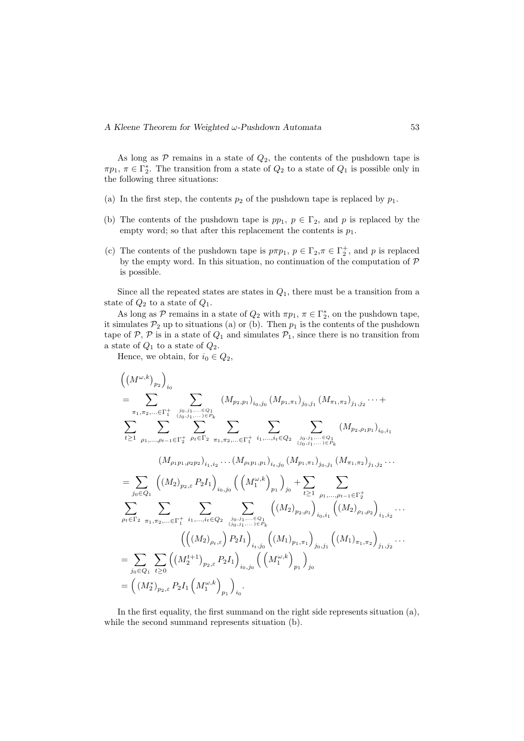As long as $\mathcal{P}$ remains in a state of $Q_2$, the contents of the pushdown tape is $\pi p_1$, $\pi \in \Gamma_2^*$. The transition from a state of $Q_2$ to a state of $Q_1$ is possible only in the following three situations:

(a) In the first step, the contents $p_2$ of the pushdown tape is replaced by $p_1$.

(b) The contents of the pushdown tape is $pp_1$, $p \in \Gamma_2$, and $p$ is replaced by the empty word; so that after this replacement the contents is $p_1$.

(c) The contents of the pushdown tape is $p\pi p_1$, $p \in \Gamma_2, \pi \in \Gamma_2^+$, and $p$ is replaced by the empty word. In this situation, no continuation of the computation of $\mathcal{P}$ is possible.

Since all the repeated states are states in $Q_1$, there must be a transition from a state of $Q_2$ to a state of $Q_1$.

As long as $\mathcal{P}$ remains in a state of $Q_2$ with $\pi p_1$, $\pi \in \Gamma_2^*$, on the pushdown tape, it simulates $\mathcal{P}_2$ up to situations (a) or (b). Then $p_1$ is the contents of the pushdown tape of $\mathcal{P}$, $\mathcal{P}$ is in a state of $Q_1$ and simulates $\mathcal{P}_1$, since there is no transition from a state of $Q_1$ to a state of $Q_2$.

Hence, we obtain, for $i_0 \in Q_2$,

$$
\begin{aligned}
&\left( \left( M^{\omega,k} \right)_{p_2} \right)_{i_0} \\
&= \sum_{\pi_1,\pi_2,\ldots \in \Gamma_1^+} \sum_{\substack{j_0,j_1,\ldots \in Q_1 \\ (j_0,j_1,\ldots) \in P_k}} (M_{p_2,p_1})_{i_0,j_0} (M_{p_1,\pi_1})_{j_0,j_1} (M_{\pi_1,\pi_2})_{j_1,j_2} \cdots + \\
&\sum_{t\geq 1} \sum_{\rho_1,\ldots,\rho_{t-1} \in \Gamma_2^+} \sum_{\rho_t \in \Gamma_2} \sum_{\pi_1,\pi_2,\ldots \in \Gamma_1^+} \sum_{i_1,\ldots,i_t \in Q_2} \sum_{\substack{j_0,j_1,\ldots \in Q_1 \\ (j_0,j_1,\ldots) \in P_k}} (M_{p_2,\rho_1 p_1})_{i_0,i_1} \\
&\qquad (M_{\rho_1 p_1,\rho_2 p_2})_{i_1,i_2} \ldots (M_{\rho_t p_1,p_1})_{i_t,j_0} (M_{p_1,\pi_1})_{j_0,j_1} (M_{\pi_1,\pi_2})_{j_1,j_2} \cdots \\
&= \sum_{j_0 \in Q_1} \left( (M_2)_{p_2,\varepsilon} P_2 I_1 \right)_{i_0,j_0} \left( \left( M_1^{\omega,k} \right)_{p_1} \right)_{j_0} + \sum_{t\geq 1} \sum_{\rho_1,\ldots,\rho_{t-1} \in \Gamma_2^+} \\
&\sum_{\rho_t \in \Gamma_2} \sum_{\pi_1,\pi_2,\ldots \in \Gamma_1^+} \sum_{i_1,\ldots,i_t \in Q_2} \sum_{\substack{j_0,j_1,\ldots \in Q_1 \\ (j_0,j_1,\ldots) \in P_k}} \left( (M_2)_{p_2,\rho_1} \right)_{i_0,i_1} \left( (M_2)_{\rho_1,\rho_2} \right)_{i_1,i_2} \cdots \\
&\qquad \left( \left( (M_2)_{\rho_t,\varepsilon} \right) P_2 I_1 \right)_{i_t,j_0} \left( (M_1)_{p_1,\pi_1} \right)_{j_0,j_1} \left( (M_1)_{\pi_1,\pi_2} \right)_{j_1,j_2} \cdots \\
&= \sum_{j_0 \in Q_1} \sum_{t\geq 0} \left( \left( M_2^{t+1} \right)_{p_2,\varepsilon} P_2 I_1 \right)_{i_0,j_0} \left( \left( M_1^{\omega,k} \right)_{p_1} \right)_{j_0} \\
&= \left( (M_2^*)_{p_2,\varepsilon} P_2 I_1 \left( M_1^{\omega,k} \right)_{p_1} \right)_{i_0}.
\end{aligned}
$$

In the first equality, the first summand on the right side represents situation (a), while the second summand represents situation (b).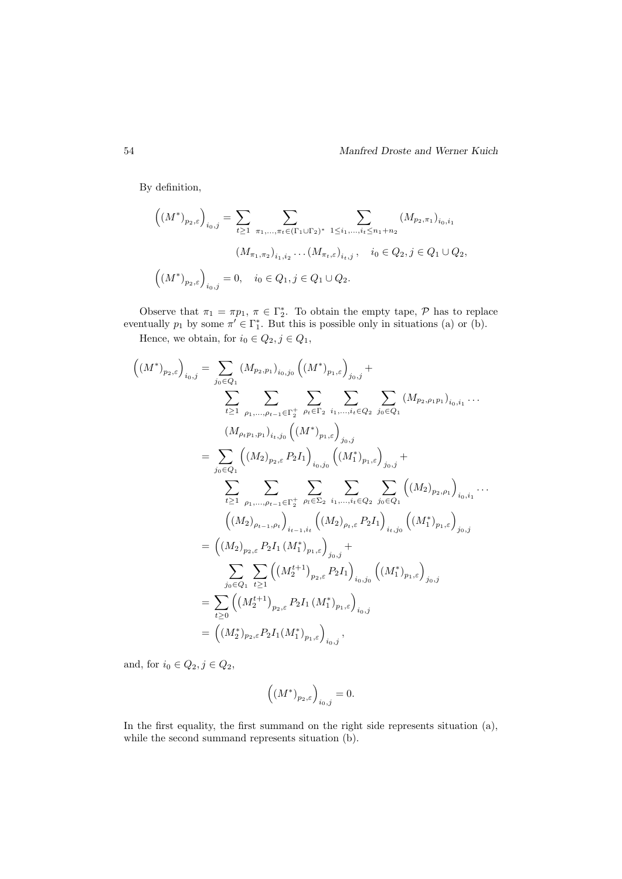By definition,

$$\left((M^*)_{p_2,\varepsilon}\right)_{i_0,j} = \sum_{t\geq 1} \sum_{\pi_1,\ldots,\pi_t\in(\Gamma_1\cup\Gamma_2)^*} \sum_{1\leq i_1,\ldots,i_t\leq n_1+n_2} (M_{p_2,\pi_1})_{i_0,i_1}$$

$$(M_{\pi_1,\pi_2})_{i_1,i_2}\ldots(M_{\pi_t,\varepsilon})_{i_t,j}, \quad i_0\in Q_2, j\in Q_1\cup Q_2,$$

$$\left((M^*)_{p_2,\varepsilon}\right)_{i_0,j} = 0, \quad i_0\in Q_1, j\in Q_1\cup Q_2.$$

Observe that $\pi_1 = \pi p_1$, $\pi\in\Gamma_2^*$. To obtain the empty tape, $\mathcal{P}$ has to replace eventually $p_1$ by some $\pi'\in\Gamma_1^*$. But this is possible only in situations (a) or (b).

Hence, we obtain, for $i_0\in Q_2, j\in Q_1$,

$$\begin{aligned}
\left((M^*)_{p_2,\varepsilon}\right)_{i_0,j} &= \sum_{j_0\in Q_1}(M_{p_2,p_1})_{i_0,j_0}\left((M^*)_{p_1,\varepsilon}\right)_{j_0,j} + \\
&\quad \sum_{t\geq 1}\sum_{\rho_1,\ldots,\rho_{t-1}\in\Gamma_2^+}\sum_{\rho_t\in\Gamma_2}\sum_{i_1,\ldots,i_t\in Q_2}\sum_{j_0\in Q_1}(M_{p_2,\rho_1p_1})_{i_0,i_1}\ldots \\
&\quad (M_{\rho_tp_1,p_1})_{i_t,j_0}\left((M^*)_{p_1,\varepsilon}\right)_{j_0,j} \\
&= \sum_{j_0\in Q_1}\left((M_2)_{p_2,\varepsilon}P_2I_1\right)_{i_0,j_0}\left((M_1^*)_{p_1,\varepsilon}\right)_{j_0,j} + \\
&\quad \sum_{t\geq 1}\sum_{\rho_1,\ldots,\rho_{t-1}\in\Gamma_2^+}\sum_{\rho_t\in\Sigma_2}\sum_{i_1,\ldots,i_t\in Q_2}\sum_{j_0\in Q_1}\left((M_2)_{p_2,\rho_1}\right)_{i_0,i_1}\ldots \\
&\quad \left((M_2)_{\rho_{t-1},\rho_t}\right)_{i_{t-1},i_t}\left((M_2)_{\rho_t,\varepsilon}P_2I_1\right)_{i_t,j_0}\left((M_1^*)_{p_1,\varepsilon}\right)_{j_0,j} \\
&= \left((M_2)_{p_2,\varepsilon}P_2I_1(M_1^*)_{p_1,\varepsilon}\right)_{j_0,j} + \\
&\quad \sum_{j_0\in Q_1}\sum_{t\geq 1}\left((M_2^{t+1})_{p_2,\varepsilon}P_2I_1\right)_{i_0,j_0}\left((M_1^*)_{p_1,\varepsilon}\right)_{j_0,j} \\
&= \sum_{t\geq 0}\left((M_2^{t+1})_{p_2,\varepsilon}P_2I_1(M_1^*)_{p_1,\varepsilon}\right)_{i_0,j} \\
&= \left((M_2^*)_{p_2,\varepsilon}P_2I_1(M_1^*)_{p_1,\varepsilon}\right)_{i_0,j},
\end{aligned}$$

and, for $i_0\in Q_2, j\in Q_2$,

$$\left((M^*)_{p_2,\varepsilon}\right)_{i_0,j} = 0.$$

In the first equality, the first summand on the right side represents situation (a), while the second summand represents situation (b).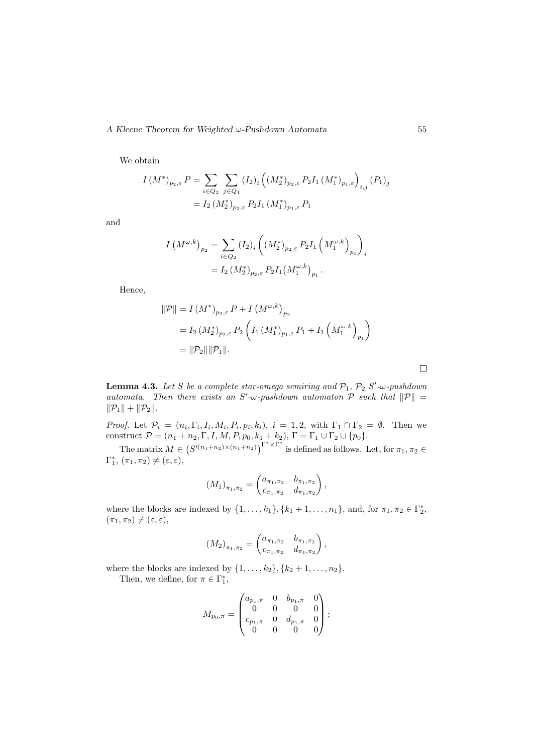We obtain

$$
\begin{aligned}
I\left(M^{*}\right)_{p_2,\varepsilon} P &= \sum_{i \in Q_2} \sum_{j \in Q_1} \left(I_2\right)_i \left(\left(M_2^{*}\right)_{p_2,\varepsilon} P_2 I_1 \left(M_1^{*}\right)_{p_1,\varepsilon}\right)_{i,j} \left(P_1\right)_j \\
&= I_2 \left(M_2^{*}\right)_{p_2,\varepsilon} P_2 I_1 \left(M_1^{*}\right)_{p_1,\varepsilon} P_1
\end{aligned}
$$

and

$$
\begin{aligned}
I\left(M^{\omega,k}\right)_{p_2} &= \sum_{i \in Q_2} \left(I_2\right)_i \left(\left(M_2^{*}\right)_{p_2,\varepsilon} P_2 I_1 \left(M_1^{\omega,k}\right)_{p_1}\right)_i \\
&= I_2 \left(M_2^{*}\right)_{p_2,\varepsilon} P_2 I_1 \left(M_1^{\omega,k}\right)_{p_1}.
\end{aligned}
$$

Hence,

$$
\begin{aligned}
\|\mathcal{P}\| &= I\left(M^{*}\right)_{p_2,\varepsilon} P + I\left(M^{\omega,k}\right)_{p_2} \\
&= I_2 \left(M_2^{*}\right)_{p_2,\varepsilon} P_2 \left(I_1 \left(M_1^{*}\right)_{p_1,\varepsilon} P_1 + I_1 \left(M_1^{\omega,k}\right)_{p_1}\right) \\
&= \|\mathcal{P}_2\| \|\mathcal{P}_1\|.
\end{aligned}
$$

□

**Lemma 4.3.** *Let $S$ be a complete star-omega semiring and $\mathcal{P}_1$, $\mathcal{P}_2$ $S'$-$\omega$-pushdown automata. Then there exists an $S'$-$\omega$-pushdown automaton $\mathcal{P}$ such that $\|\mathcal{P}\| = \|\mathcal{P}_1\| + \|\mathcal{P}_2\|$.*

*Proof.* Let $\mathcal{P}_i = (n_i, \Gamma_i, I_i, M_i, P_i, p_i, k_i)$, $i = 1, 2$, with $\Gamma_1 \cap \Gamma_2 = \emptyset$. Then we construct $\mathcal{P} = (n_1 + n_2, \Gamma, I, M, P, p_0, k_1 + k_2)$, $\Gamma = \Gamma_1 \cup \Gamma_2 \cup \{p_0\}$.

The matrix $M \in \left(S'^{(n_1+n_2)\times(n_1+n_2)}\right)^{\Gamma^* \times \Gamma^*}$ is defined as follows. Let, for $\pi_1, \pi_2 \in \Gamma_1^*$, $(\pi_1, \pi_2) \neq (\varepsilon, \varepsilon)$,

$$
\left(M_1\right)_{\pi_1,\pi_2} = \begin{pmatrix} a_{\pi_1,\pi_2} & b_{\pi_1,\pi_2} \\ c_{\pi_1,\pi_2} & d_{\pi_1,\pi_2} \end{pmatrix},
$$

where the blocks are indexed by $\{1, \ldots, k_1\}, \{k_1 + 1, \ldots, n_1\}$, and, for $\pi_1, \pi_2 \in \Gamma_2^*$, $(\pi_1, \pi_2) \neq (\varepsilon, \varepsilon)$,

$$
\left(M_2\right)_{\pi_1,\pi_2} = \begin{pmatrix} a_{\pi_1,\pi_2} & b_{\pi_1,\pi_2} \\ c_{\pi_1,\pi_2} & d_{\pi_1,\pi_2} \end{pmatrix},
$$

where the blocks are indexed by $\{1, \ldots, k_2\}, \{k_2 + 1, \ldots, n_2\}$.

Then, we define, for $\pi \in \Gamma_1^*$,

$$
M_{p_0,\pi} = \begin{pmatrix} a_{p_1,\pi} & 0 & b_{p_1,\pi} & 0 \\ 0 & 0 & 0 & 0 \\ c_{p_1,\pi} & 0 & d_{p_1,\pi} & 0 \\ 0 & 0 & 0 & 0 \end{pmatrix};
$$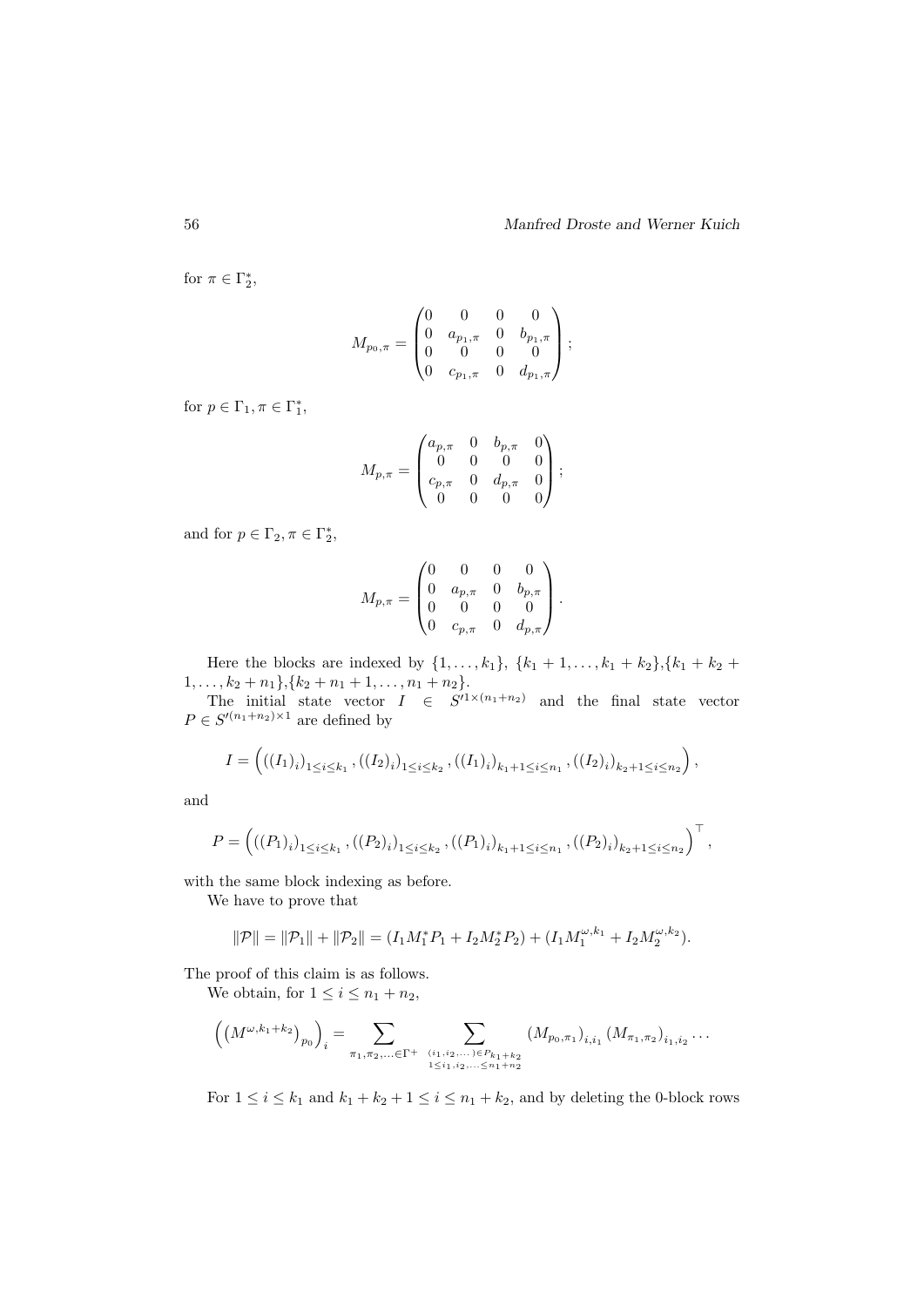for $\pi \in \Gamma_2^*$,

$$M_{p_0,\pi} = \begin{pmatrix} 0 & 0 & 0 & 0 \\ 0 & a_{p_1,\pi} & 0 & b_{p_1,\pi} \\ 0 & 0 & 0 & 0 \\ 0 & c_{p_1,\pi} & 0 & d_{p_1,\pi} \end{pmatrix};$$

for $p \in \Gamma_1, \pi \in \Gamma_1^*$,

$$M_{p,\pi} = \begin{pmatrix} a_{p,\pi} & 0 & b_{p,\pi} & 0 \\ 0 & 0 & 0 & 0 \\ c_{p,\pi} & 0 & d_{p,\pi} & 0 \\ 0 & 0 & 0 & 0 \end{pmatrix};$$

and for $p \in \Gamma_2, \pi \in \Gamma_2^*$,

$$M_{p,\pi} = \begin{pmatrix} 0 & 0 & 0 & 0 \\ 0 & a_{p,\pi} & 0 & b_{p,\pi} \\ 0 & 0 & 0 & 0 \\ 0 & c_{p,\pi} & 0 & d_{p,\pi} \end{pmatrix}.$$

Here the blocks are indexed by $\{1, \dots, k_1\}$, $\{k_1 + 1, \dots, k_1 + k_2\}$,$\{k_1 + k_2 + 1, \dots, k_2 + n_1\}$,$\{k_2 + n_1 + 1, \dots, n_1 + n_2\}$.

The initial state vector $I \in S'^{1\times(n_1+n_2)}$ and the final state vector $P \in S'^{(n_1+n_2)\times 1}$ are defined by

$$I = \left( ((I_1)_i)_{1\le i\le k_1}, ((I_2)_i)_{1\le i\le k_2}, ((I_1)_i)_{k_1+1\le i\le n_1}, ((I_2)_i)_{k_2+1\le i\le n_2} \right),$$

and

$$P = \left( ((P_1)_i)_{1\le i\le k_1}, ((P_2)_i)_{1\le i\le k_2}, ((P_1)_i)_{k_1+1\le i\le n_1}, ((P_2)_i)_{k_2+1\le i\le n_2} \right)^\top,$$

with the same block indexing as before.

We have to prove that

$$\|\mathcal{P}\| = \|\mathcal{P}_1\| + \|\mathcal{P}_2\| = (I_1 M_1^* P_1 + I_2 M_2^* P_2) + (I_1 M_1^{\omega,k_1} + I_2 M_2^{\omega,k_2}).$$

The proof of this claim is as follows.

We obtain, for $1 \le i \le n_1 + n_2$,

$$\left( \left( M^{\omega,k_1+k_2} \right)_{p_0} \right)_i = \sum_{\pi_1,\pi_2,\dots\in\Gamma^+} \sum_{\substack{(i_1,i_2,\dots)\in P_{k_1+k_2} \\ 1\le i_1,i_2,\dots\le n_1+n_2}} (M_{p_0,\pi_1})_{i,i_1} (M_{\pi_1,\pi_2})_{i_1,i_2} \dots$$

For $1 \le i \le k_1$ and $k_1 + k_2 + 1 \le i \le n_1 + k_2$, and by deleting the 0-block rows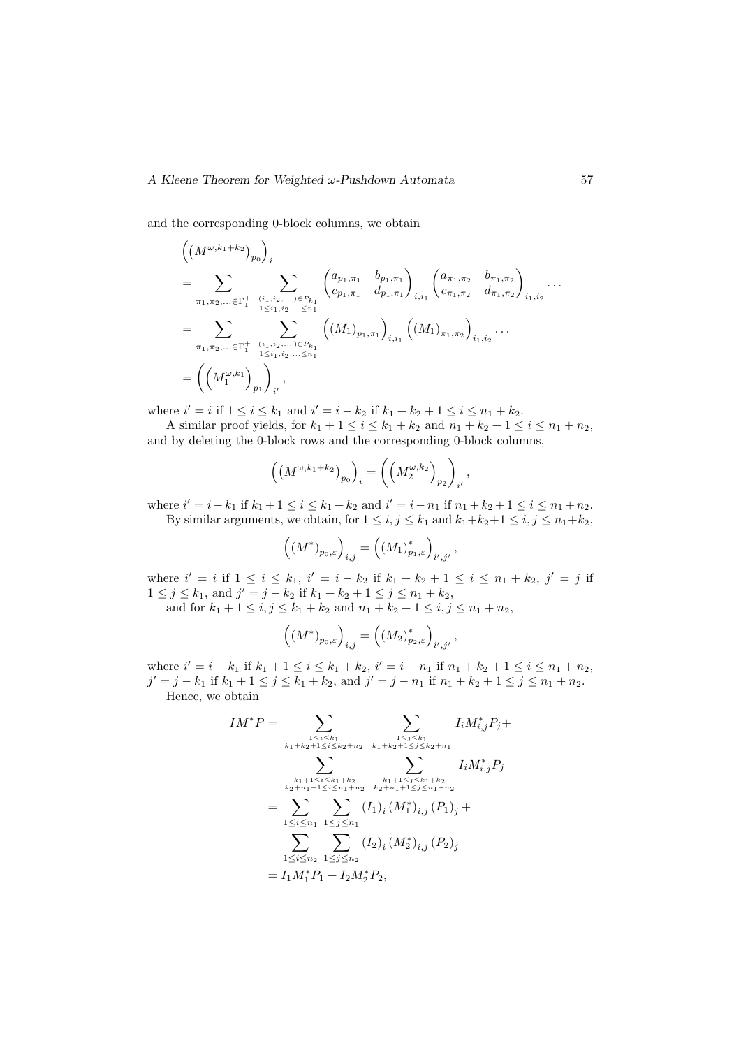and the corresponding 0-block columns, we obtain

$$
\begin{aligned}
&\left(\left(M^{\omega,k_1+k_2}\right)_{p_0}\right)_i \\
&= \sum_{\pi_1,\pi_2,\ldots\in\Gamma_1^+} \sum_{\substack{(i_1,i_2,\ldots)\in P_{k_1}\\ 1\le i_1,i_2,\ldots\le n_1}} \begin{pmatrix} a_{p_1,\pi_1} & b_{p_1,\pi_1}\\ c_{p_1,\pi_1} & d_{p_1,\pi_1}\end{pmatrix}_{i,i_1} \begin{pmatrix} a_{\pi_1,\pi_2} & b_{\pi_1,\pi_2}\\ c_{\pi_1,\pi_2} & d_{\pi_1,\pi_2}\end{pmatrix}_{i_1,i_2} \cdots \\
&= \sum_{\pi_1,\pi_2,\ldots\in\Gamma_1^+} \sum_{\substack{(i_1,i_2,\ldots)\in P_{k_1}\\ 1\le i_1,i_2,\ldots\le n_1}} \left((M_1)_{p_1,\pi_1}\right)_{i,i_1} \left((M_1)_{\pi_1,\pi_2}\right)_{i_1,i_2} \cdots \\
&= \left(\left(M_1^{\omega,k_1}\right)_{p_1}\right)_{i'},
\end{aligned}
$$

where $i' = i$ if $1 \le i \le k_1$ and $i' = i - k_2$ if $k_1 + k_2 + 1 \le i \le n_1 + k_2$.

A similar proof yields, for $k_1 + 1 \le i \le k_1 + k_2$ and $n_1 + k_2 + 1 \le i \le n_1 + n_2$, and by deleting the 0-block rows and the corresponding 0-block columns,

$$
\left(\left(M^{\omega,k_1+k_2}\right)_{p_0}\right)_i = \left(\left(M_2^{\omega,k_2}\right)_{p_2}\right)_{i'},
$$

where $i' = i - k_1$ if $k_1 + 1 \le i \le k_1 + k_2$ and $i' = i - n_1$ if $n_1 + k_2 + 1 \le i \le n_1 + n_2$.

By similar arguments, we obtain, for $1 \le i, j \le k_1$ and $k_1+k_2+1 \le i, j \le n_1+k_2$,

$$
\left((M^*)_{p_0,\varepsilon}\right)_{i,j} = \left((M_1)^*_{p_1,\varepsilon}\right)_{i',j'},
$$

where $i' = i$ if $1 \le i \le k_1$, $i' = i - k_2$ if $k_1 + k_2 + 1 \le i \le n_1 + k_2$, $j' = j$ if $1 \le j \le k_1$, and $j' = j - k_2$ if $k_1 + k_2 + 1 \le j \le n_1 + k_2$,

and for $k_1 + 1 \le i, j \le k_1 + k_2$ and $n_1 + k_2 + 1 \le i, j \le n_1 + n_2$,

$$
\left((M^*)_{p_0,\varepsilon}\right)_{i,j} = \left((M_2)^*_{p_2,\varepsilon}\right)_{i',j'},
$$

where $i' = i - k_1$ if $k_1 + 1 \le i \le k_1 + k_2$, $i' = i - n_1$ if $n_1 + k_2 + 1 \le i \le n_1 + n_2$, $j' = j - k_1$ if $k_1 + 1 \le j \le k_1 + k_2$, and $j' = j - n_1$ if $n_1 + k_2 + 1 \le j \le n_1 + n_2$.

Hence, we obtain

$$
\begin{aligned}
IM^*P &= \sum_{\substack{1\le i\le k_1\\ k_1+k_2+1\le i\le k_2+n_2}} \sum_{\substack{1\le j\le k_1\\ k_1+k_2+1\le j\le k_2+n_1}} I_i M^*_{i,j} P_j + \\
&\qquad \sum_{\substack{k_1+1\le i\le k_1+k_2\\ k_2+n_1+1\le i\le n_1+n_2}} \sum_{\substack{k_1+1\le j\le k_1+k_2\\ k_2+n_1+1\le j\le n_1+n_2}} I_i M^*_{i,j} P_j \\
&= \sum_{1\le i\le n_1} \sum_{1\le j\le n_1} (I_1)_i \left(M_1^*\right)_{i,j} (P_1)_j + \\
&\qquad \sum_{1\le i\le n_2} \sum_{1\le j\le n_2} (I_2)_i \left(M_2^*\right)_{i,j} (P_2)_j \\
&= I_1 M_1^* P_1 + I_2 M_2^* P_2,
\end{aligned}
$$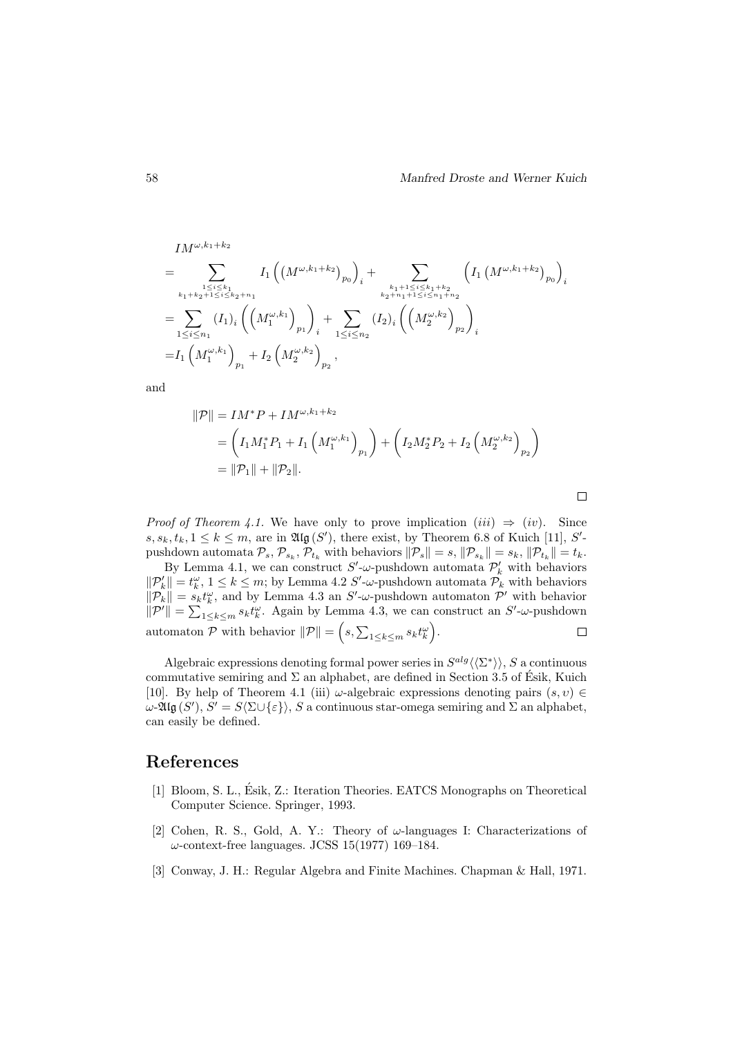$$
\begin{aligned}
&IM^{\omega,k_1+k_2} \\
&= \sum_{\substack{1\le i\le k_1 \\ k_1+k_2+1\le i\le k_2+n_1}} I_1\left(\left(M^{\omega,k_1+k_2}\right)_{p_0}\right)_i + \sum_{\substack{k_1+1\le i\le k_1+k_2 \\ k_2+n_1+1\le i\le n_1+n_2}} \left(I_1\left(M^{\omega,k_1+k_2}\right)_{p_0}\right)_i \\
&= \sum_{1\le i\le n_1} (I_1)_i\left(\left(M_1^{\omega,k_1}\right)_{p_1}\right)_i + \sum_{1\le i\le n_2} (I_2)_i\left(\left(M_2^{\omega,k_2}\right)_{p_2}\right)_i \\
&= I_1\left(M_1^{\omega,k_1}\right)_{p_1} + I_2\left(M_2^{\omega,k_2}\right)_{p_2},
\end{aligned}
$$

and

$$
\begin{aligned}
\|\mathcal{P}\| &= IM^*P + IM^{\omega,k_1+k_2} \\
&= \left(I_1M_1^*P_1 + I_1\left(M_1^{\omega,k_1}\right)_{p_1}\right) + \left(I_2M_2^*P_2 + I_2\left(M_2^{\omega,k_2}\right)_{p_2}\right) \\
&= \|\mathcal{P}_1\| + \|\mathcal{P}_2\|.
\end{aligned}
$$

□

*Proof of Theorem 4.1.* We have only to prove implication $(iii) \Rightarrow (iv)$. Since $s, s_k, t_k, 1 \le k \le m$, are in $\mathfrak{Alg}(S')$, there exist, by Theorem 6.8 of Kuich [11], $S'$-pushdown automata $\mathcal{P}_s$, $\mathcal{P}_{s_k}$, $\mathcal{P}_{t_k}$ with behaviors $\|\mathcal{P}_s\| = s$, $\|\mathcal{P}_{s_k}\| = s_k$, $\|\mathcal{P}_{t_k}\| = t_k$.

By Lemma 4.1, we can construct $S'$-$\omega$-pushdown automata $\mathcal{P}'_k$ with behaviors $\|\mathcal{P}'_k\| = t_k^\omega$, $1 \le k \le m$; by Lemma 4.2 $S'$-$\omega$-pushdown automata $\mathcal{P}_k$ with behaviors $\|\mathcal{P}_k\| = s_k t_k^\omega$, and by Lemma 4.3 an $S'$-$\omega$-pushdown automaton $\mathcal{P}'$ with behavior $\|\mathcal{P}'\| = \sum_{1\le k\le m} s_k t_k^\omega$. Again by Lemma 4.3, we can construct an $S'$-$\omega$-pushdown automaton $\mathcal{P}$ with behavior $\|\mathcal{P}\| = \left(s, \sum_{1\le k\le m} s_k t_k^\omega\right)$. □

Algebraic expressions denoting formal power series in $S^{alg}\langle\langle\Sigma^*\rangle\rangle$, $S$ a continuous commutative semiring and $\Sigma$ an alphabet, are defined in Section 3.5 of Ésik, Kuich [10]. By help of Theorem 4.1 (iii) $\omega$-algebraic expressions denoting pairs $(s, v) \in \omega\text{-}\mathfrak{Alg}(S')$, $S' = S\langle\Sigma \cup \{\varepsilon\}\rangle$, $S$ a continuous star-omega semiring and $\Sigma$ an alphabet, can easily be defined.

## References

[1] Bloom, S. L., Ésik, Z.: Iteration Theories. EATCS Monographs on Theoretical Computer Science. Springer, 1993.

[2] Cohen, R. S., Gold, A. Y.: Theory of $\omega$-languages I: Characterizations of $\omega$-context-free languages. JCSS 15(1977) 169–184.

[3] Conway, J. H.: Regular Algebra and Finite Machines. Chapman & Hall, 1971.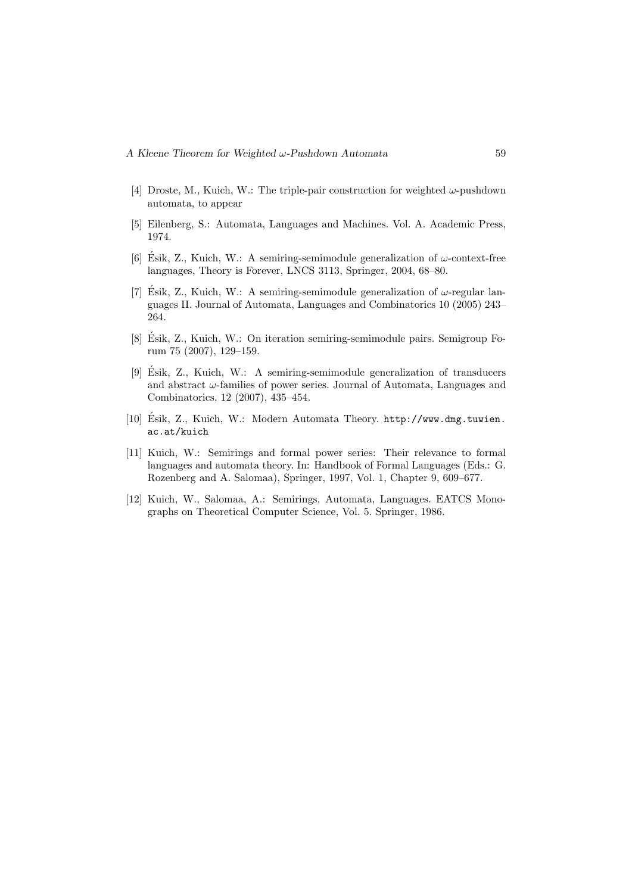[4] Droste, M., Kuich, W.: The triple-pair construction for weighted $\omega$-pushdown automata, to appear

[5] Eilenberg, S.: Automata, Languages and Machines. Vol. A. Academic Press, 1974.

[6] Ésik, Z., Kuich, W.: A semiring-semimodule generalization of $\omega$-context-free languages, Theory is Forever, LNCS 3113, Springer, 2004, 68–80.

[7] Ésik, Z., Kuich, W.: A semiring-semimodule generalization of $\omega$-regular languages II. Journal of Automata, Languages and Combinatorics 10 (2005) 243–264.

[8] Ésik, Z., Kuich, W.: On iteration semiring-semimodule pairs. Semigroup Forum 75 (2007), 129–159.

[9] Ésik, Z., Kuich, W.: A semiring-semimodule generalization of transducers and abstract $\omega$-families of power series. Journal of Automata, Languages and Combinatorics, 12 (2007), 435–454.

[10] Ésik, Z., Kuich, W.: Modern Automata Theory. http://www.dmg.tuwien.ac.at/kuich

[11] Kuich, W.: Semirings and formal power series: Their relevance to formal languages and automata theory. In: Handbook of Formal Languages (Eds.: G. Rozenberg and A. Salomaa), Springer, 1997, Vol. 1, Chapter 9, 609–677.

[12] Kuich, W., Salomaa, A.: Semirings, Automata, Languages. EATCS Monographs on Theoretical Computer Science, Vol. 5. Springer, 1986.